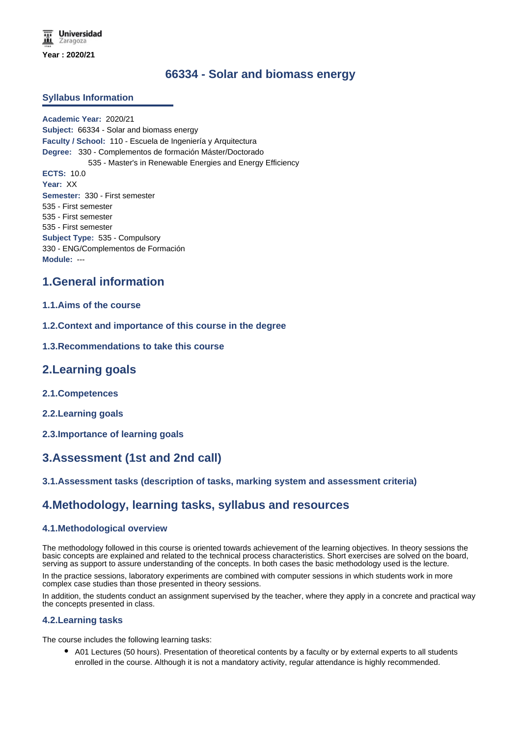Year : 2020/21

# 66334 - Solar and biomass energy

## Syllabus Information

**Academic Year:** 2020/21
**Subject:** 66334 - Solar and biomass energy
**Faculty / School:** 110 - Escuela de Ingeniería y Arquitectura
**Degree:** 330 - Complementos de formación Máster/Doctorado
535 - Master's in Renewable Energies and Energy Efficiency
**ECTS:** 10.0
**Year:** XX
**Semester:** 330 - First semester
535 - First semester
535 - First semester
535 - First semester
**Subject Type:** 535 - Compulsory
330 - ENG/Complementos de Formación
**Module:** ---

## 1.General information

### 1.1.Aims of the course

### 1.2.Context and importance of this course in the degree

### 1.3.Recommendations to take this course

## 2.Learning goals

### 2.1.Competences

### 2.2.Learning goals

### 2.3.Importance of learning goals

## 3.Assessment (1st and 2nd call)

### 3.1.Assessment tasks (description of tasks, marking system and assessment criteria)

## 4.Methodology, learning tasks, syllabus and resources

### 4.1.Methodological overview

The methodology followed in this course is oriented towards achievement of the learning objectives. In theory sessions the basic concepts are explained and related to the technical process characteristics. Short exercises are solved on the board, serving as support to assure understanding of the concepts. In both cases the basic methodology used is the lecture.

In the practice sessions, laboratory experiments are combined with computer sessions in which students work in more complex case studies than those presented in theory sessions.

In addition, the students conduct an assignment supervised by the teacher, where they apply in a concrete and practical way the concepts presented in class.

### 4.2.Learning tasks

The course includes the following learning tasks:

- A01 Lectures (50 hours). Presentation of theoretical contents by a faculty or by external experts to all students enrolled in the course. Although it is not a mandatory activity, regular attendance is highly recommended.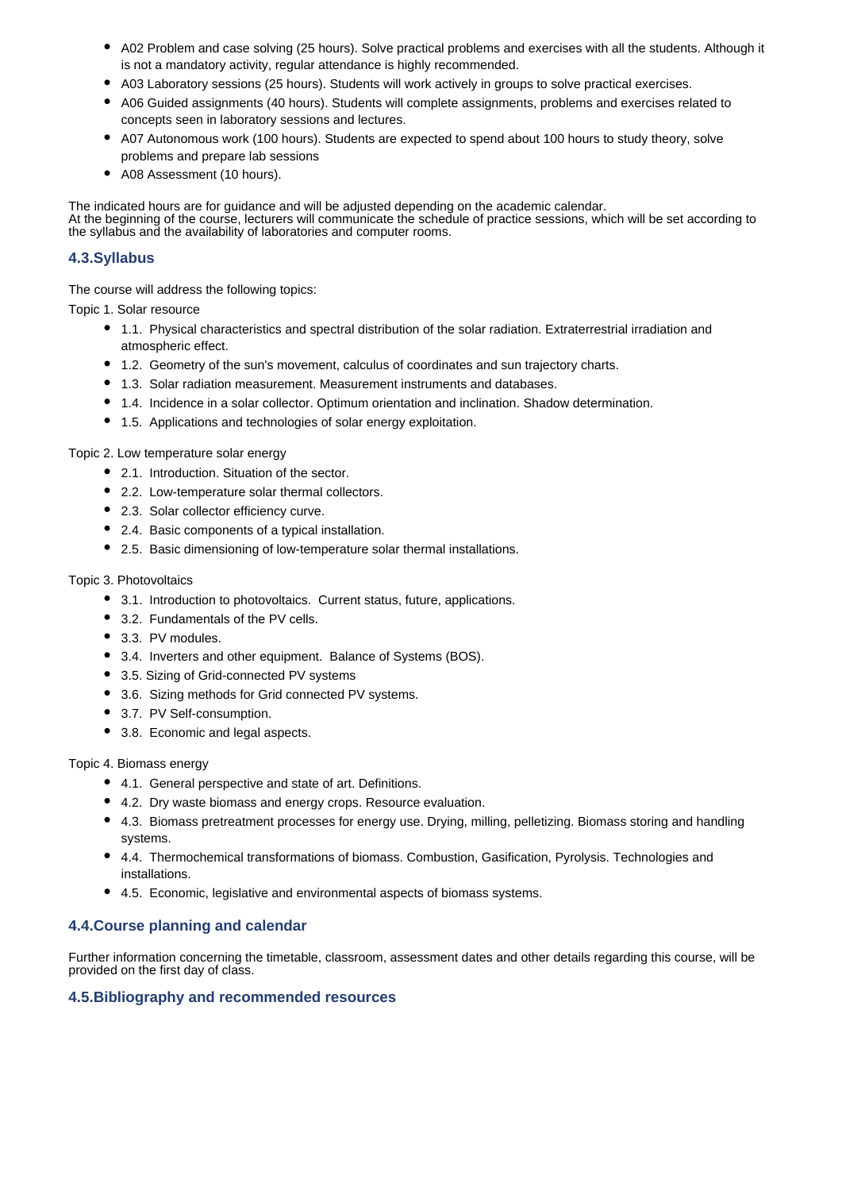- A02 Problem and case solving (25 hours). Solve practical problems and exercises with all the students. Although it is not a mandatory activity, regular attendance is highly recommended.
- A03 Laboratory sessions (25 hours). Students will work actively in groups to solve practical exercises.
- A06 Guided assignments (40 hours). Students will complete assignments, problems and exercises related to concepts seen in laboratory sessions and lectures.
- A07 Autonomous work (100 hours). Students are expected to spend about 100 hours to study theory, solve problems and prepare lab sessions
- A08 Assessment (10 hours).

The indicated hours are for guidance and will be adjusted depending on the academic calendar.
At the beginning of the course, lecturers will communicate the schedule of practice sessions, which will be set according to the syllabus and the availability of laboratories and computer rooms.

### 4.3.Syllabus

The course will address the following topics:

Topic 1. Solar resource

- 1.1. Physical characteristics and spectral distribution of the solar radiation. Extraterrestrial irradiation and atmospheric effect.
- 1.2. Geometry of the sun's movement, calculus of coordinates and sun trajectory charts.
- 1.3. Solar radiation measurement. Measurement instruments and databases.
- 1.4. Incidence in a solar collector. Optimum orientation and inclination. Shadow determination.
- 1.5. Applications and technologies of solar energy exploitation.

Topic 2. Low temperature solar energy

- 2.1. Introduction. Situation of the sector.
- 2.2. Low-temperature solar thermal collectors.
- 2.3. Solar collector efficiency curve.
- 2.4. Basic components of a typical installation.
- 2.5. Basic dimensioning of low-temperature solar thermal installations.

Topic 3. Photovoltaics

- 3.1. Introduction to photovoltaics. Current status, future, applications.
- 3.2. Fundamentals of the PV cells.
- 3.3. PV modules.
- 3.4. Inverters and other equipment. Balance of Systems (BOS).
- 3.5. Sizing of Grid-connected PV systems
- 3.6. Sizing methods for Grid connected PV systems.
- 3.7. PV Self-consumption.
- 3.8. Economic and legal aspects.

Topic 4. Biomass energy

- 4.1. General perspective and state of art. Definitions.
- 4.2. Dry waste biomass and energy crops. Resource evaluation.
- 4.3. Biomass pretreatment processes for energy use. Drying, milling, pelletizing. Biomass storing and handling systems.
- 4.4. Thermochemical transformations of biomass. Combustion, Gasification, Pyrolysis. Technologies and installations.
- 4.5. Economic, legislative and environmental aspects of biomass systems.

### 4.4.Course planning and calendar

Further information concerning the timetable, classroom, assessment dates and other details regarding this course, will be provided on the first day of class.

### 4.5.Bibliography and recommended resources